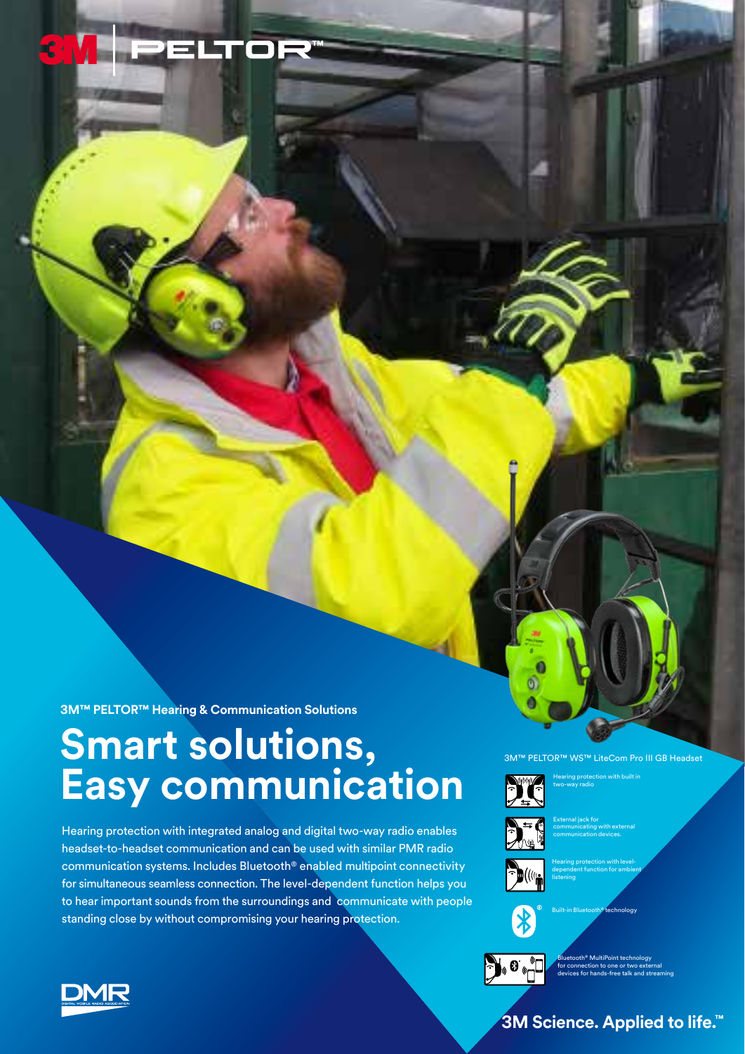3M | PELTOR™

3M™ PELTOR™ Hearing & Communication Solutions

# Smart solutions, Easy communication

Hearing protection with integrated analog and digital two-way radio enables headset-to-headset communication and can be used with similar PMR radio communication systems. Includes Bluetooth® enabled multipoint connectivity for simultaneous seamless connection. The level-dependent function helps you to hear important sounds from the surroundings and communicate with people standing close by without compromising your hearing protection.

3M™ PELTOR™ WS™ LiteCom Pro III GB Headset

- Hearing protection with built in two-way radio
- External jack for communicating with external communication devices.
- Hearing protection with level-dependent function for ambient listening
- Built-in Bluetooth® technology
- Bluetooth® MultiPoint technology for connection to one or two external devices for hands-free talk and streaming

DMR — Digital Mobile Radio Association

3M Science. Applied to life.™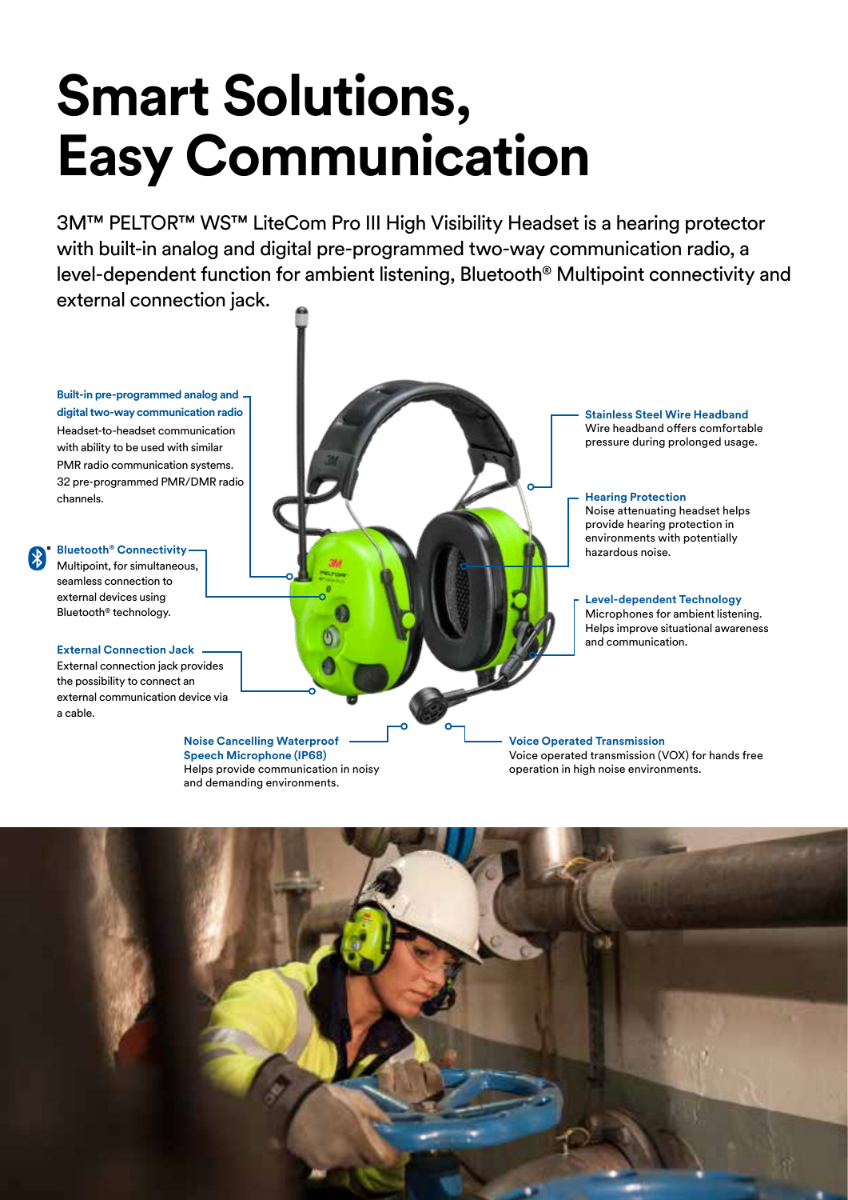# Smart Solutions, Easy Communication

3M™ PELTOR™ WS™ LiteCom Pro III High Visibility Headset is a hearing protector with built-in analog and digital pre-programmed two-way communication radio, a level-dependent function for ambient listening, Bluetooth® Multipoint connectivity and external connection jack.

**Built-in pre-programmed analog and digital two-way communication radio**
Headset-to-headset communication with ability to be used with similar PMR radio communication systems. 32 pre-programmed PMR/DMR radio channels.

**Bluetooth® Connectivity**
Multipoint, for simultaneous, seamless connection to external devices using Bluetooth® technology.

**External Connection Jack**
External connection jack provides the possibility to connect an external communication device via a cable.

**Noise Cancelling Waterproof Speech Microphone (IP68)**
Helps provide communication in noisy and demanding environments.

**Stainless Steel Wire Headband**
Wire headband offers comfortable pressure during prolonged usage.

**Hearing Protection**
Noise attenuating headset helps provide hearing protection in environments with potentially hazardous noise.

**Level-dependent Technology**
Microphones for ambient listening. Helps improve situational awareness and communication.

**Voice Operated Transmission**
Voice operated transmission (VOX) for hands free operation in high noise environments.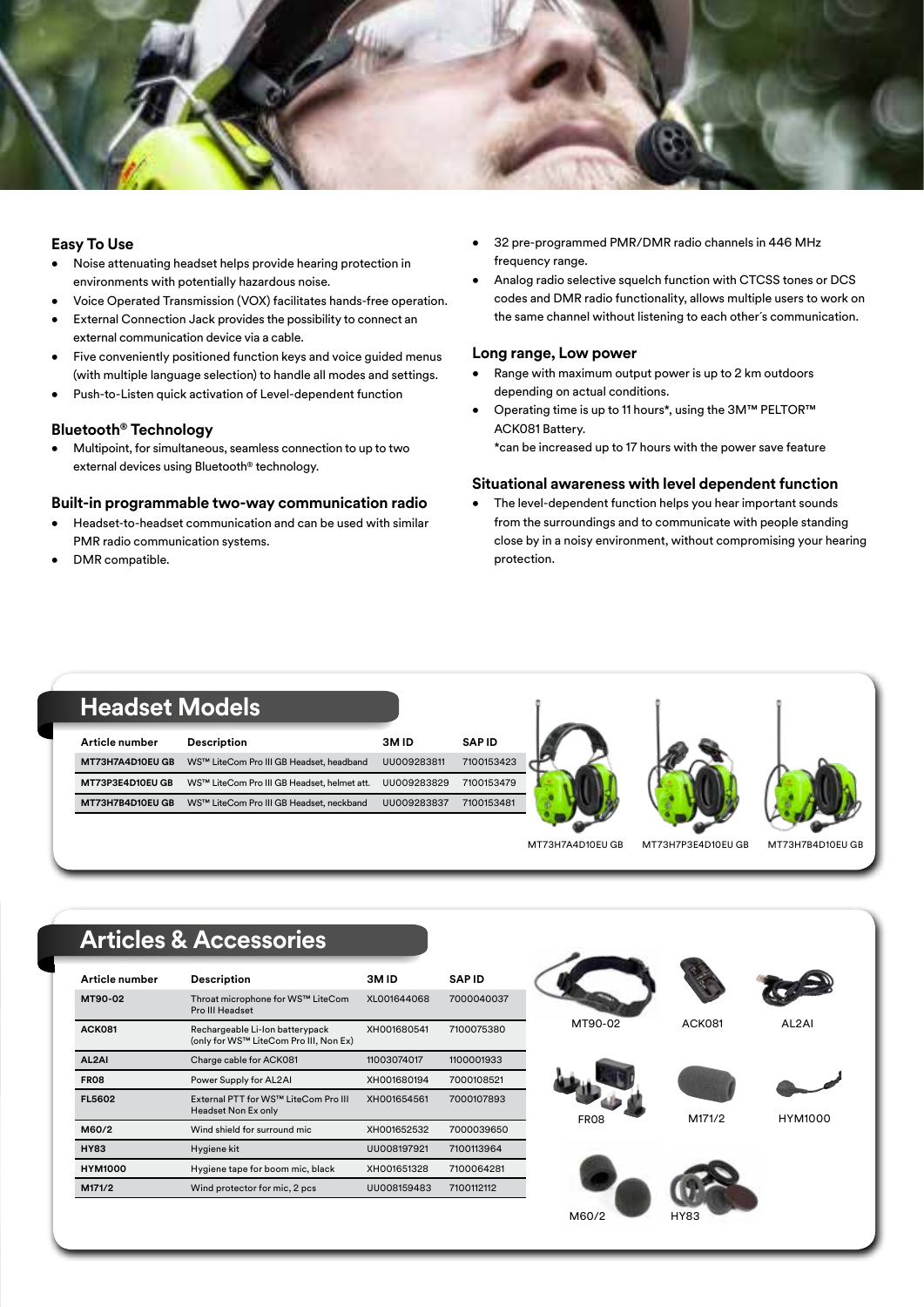### Easy To Use

- Noise attenuating headset helps provide hearing protection in environments with potentially hazardous noise.
- Voice Operated Transmission (VOX) facilitates hands-free operation.
- External Connection Jack provides the possibility to connect an external communication device via a cable.
- Five conveniently positioned function keys and voice guided menus (with multiple language selection) to handle all modes and settings.
- Push-to-Listen quick activation of Level-dependent function

### Bluetooth® Technology

- Multipoint, for simultaneous, seamless connection to up to two external devices using Bluetooth® technology.

### Built-in programmable two-way communication radio

- Headset-to-headset communication and can be used with similar PMR radio communication systems.
- DMR compatible.
- 32 pre-programmed PMR/DMR radio channels in 446 MHz frequency range.
- Analog radio selective squelch function with CTCSS tones or DCS codes and DMR radio functionality, allows multiple users to work on the same channel without listening to each other´s communication.

### Long range, Low power

- Range with maximum output power is up to 2 km outdoors depending on actual conditions.
- Operating time is up to 11 hours*, using the 3M™ PELTOR™ ACK081 Battery.
  *can be increased up to 17 hours with the power save feature

### Situational awareness with level dependent function

- The level-dependent function helps you hear important sounds from the surroundings and to communicate with people standing close by in a noisy environment, without compromising your hearing protection.

## Headset Models

| Article number | Description | 3M ID | SAP ID |
|---|---|---|---|
| MT73H7A4D10EU GB | WS™ LiteCom Pro III GB Headset, headband | UU009283811 | 7100153423 |
| MT73P3E4D10EU GB | WS™ LiteCom Pro III GB Headset, helmet att. | UU009283829 | 7100153479 |
| MT73H7B4D10EU GB | WS™ LiteCom Pro III GB Headset, neckband | UU009283837 | 7100153481 |

MT73H7A4D10EU GB MT73H7P3E4D10EU GB MT73H7B4D10EU GB

## Articles & Accessories

| Article number | Description | 3M ID | SAP ID |
|---|---|---|---|
| MT90-02 | Throat microphone for WS™ LiteCom Pro III Headset | XL001644068 | 7000040037 |
| ACK081 | Rechargeable Li-Ion batterypack (only for WS™ LiteCom Pro III, Non Ex) | XH001680541 | 7100075380 |
| AL2AI | Charge cable for ACK081 | 11003074017 | 1100001933 |
| FR08 | Power Supply for AL2AI | XH001680194 | 7000108521 |
| FL5602 | External PTT for WS™ LiteCom Pro III Headset Non Ex only | XH001654561 | 7000107893 |
| M60/2 | Wind shield for surround mic | XH001652532 | 7000039650 |
| HY83 | Hygiene kit | UU008197921 | 7100113964 |
| HYM1000 | Hygiene tape for boom mic, black | XH001651328 | 7100064281 |
| M171/2 | Wind protector for mic, 2 pcs | UU008159483 | 7100112112 |

MT90-02 ACK081 AL2AI FR08 M171/2 HYM1000 M60/2 HY83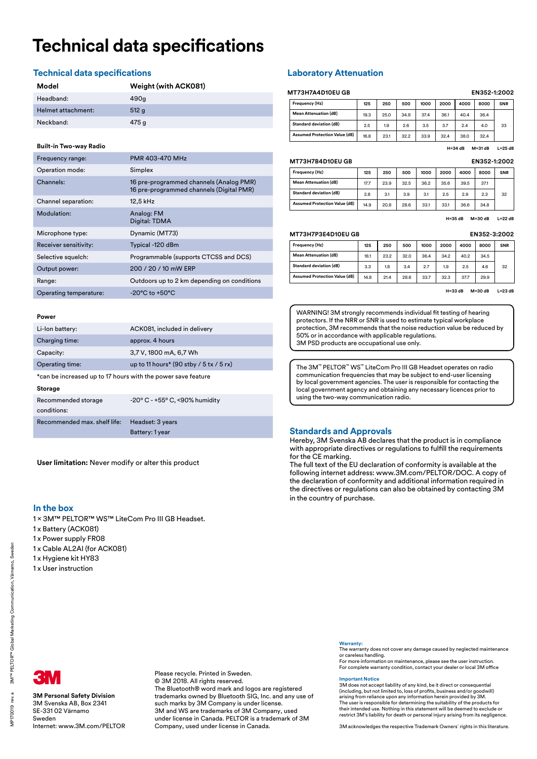# Technical data specifications

## Technical data specifications

| Model | Weight (with ACK081) |
|---|---|
| Headband: | 490g |
| Helmet attachment: | 512 g |
| Neckband: | 475 g |

**Built-in Two-way Radio**

| | |
|---|---|
| Frequency range: | PMR 403-470 MHz |
| Operation mode: | Simplex |
| Channels: | 16 pre-programmed channels (Analog PMR)<br>16 pre-programmed channels (Digital PMR) |
| Channel separation: | 12,5 kHz |
| Modulation: | Analog: FM<br>Digital: TDMA |
| Microphone type: | Dynamic (MT73) |
| Receiver sensitivity: | Typical -120 dBm |
| Selective squelch: | Programmable (supports CTCSS and DCS) |
| Output power: | 200 / 20 / 10 mW ERP |
| Range: | Outdoors up to 2 km depending on conditions |
| Operating temperature: | -20°C to +50°C |

**Power**

| | |
|---|---|
| Li-Ion battery: | ACK081, included in delivery |
| Charging time: | approx. 4 hours |
| Capacity: | 3,7 V, 1800 mA, 6,7 Wh |
| Operating time: | up to 11 hours* (90 stby / 5 tx / 5 rx) |

*can be increased up to 17 hours with the power save feature

**Storage**

| | |
|---|---|
| Recommended storage conditions: | -20° C - +55° C, <90% humidity |
| Recommended max. shelf life: | Headset: 3 years<br>Battery: 1 year |

**User limitation:** Never modify or alter this product

## In the box

1 × 3M™ PELTOR™ WS™ LiteCom Pro III GB Headset.
1 x Battery (ACK081)
1 x Power supply FR08
1 x Cable AL2AI (for ACK081)
1 x Hygiene kit HY83
1 x User instruction

## Laboratory Attenuation

**MT73H7A4D10EU GB** — EN352-1:2002

| Frequency (Hz) | 125 | 250 | 500 | 1000 | 2000 | 4000 | 8000 | SNR |
|---|---|---|---|---|---|---|---|---|
| Mean Attenuation (dB) | 19.3 | 25.0 | 34.8 | 37.4 | 36.1 | 40.4 | 36.4 | |
| Standard deviation (dB) | 2.5 | 1.9 | 2.6 | 3.5 | 3.7 | 2.4 | 4.0 | 33 |
| Assumed Protection Value (dB) | 16.8 | 23.1 | 32.2 | 33.9 | 32.4 | 38.0 | 32.4 | |

H=34 dB M=31 dB L=25 dB

**MT73H7B4D10EU GB** — EN352-1:2002

| Frequency (Hz) | 125 | 250 | 500 | 1000 | 2000 | 4000 | 8000 | SNR |
|---|---|---|---|---|---|---|---|---|
| Mean Attenuation (dB) | 17.7 | 23.9 | 32.5 | 36.2 | 35.6 | 39.5 | 37.1 | |
| Standard deviation (dB) | 2.8 | 3.1 | 3.9 | 3.1 | 2.5 | 2.9 | 2.3 | 32 |
| Assumed Protection Value (dB) | 14.9 | 20.8 | 28.6 | 33.1 | 33.1 | 36.6 | 34.8 | |

H=35 dB M=30 dB L=22 dB

**MT73H7P3E4D10EU GB** — EN352-3:2002

| Frequency (Hz) | 125 | 250 | 500 | 1000 | 2000 | 4000 | 8000 | SNR |
|---|---|---|---|---|---|---|---|---|
| Mean Attenuation (dB) | 18.1 | 23.2 | 32.0 | 36.4 | 34.2 | 40.2 | 34.5 | |
| Standard deviation (dB) | 3.3 | 1.8 | 3.4 | 2.7 | 1.9 | 2.5 | 4.6 | 32 |
| Assumed Protection Value (dB) | 14.8 | 21.4 | 28.6 | 33.7 | 32.3 | 37.7 | 29.9 | |

H=33 dB M=30 dB L=23 dB

WARNING! 3M strongly recommends individual fit testing of hearing protectors. If the NRR or SNR is used to estimate typical workplace protection, 3M recommends that the noise reduction value be reduced by 50% or in accordance with applicable regulations.
3M PSD products are occupational use only.

The 3M™ PELTOR™ WS™ LiteCom Pro III GB Headset operates on radio communication frequencies that may be subject to end-user licensing by local government agencies. The user is responsible for contacting the local government agency and obtaining any necessary licences prior to using the two-way communication radio.

## Standards and Approvals

Hereby, 3M Svenska AB declares that the product is in compliance with appropriate directives or regulations to fulfill the requirements for the CE marking.
The full text of the EU declaration of conformity is available at the following internet address: www.3M.com/PELTOR/DOC. A copy of the declaration of conformity and additional information required in the directives or regulations can also be obtained by contacting 3M in the country of purchase.

**Warranty:**
The warranty does not cover any damage caused by neglected maintenance or careless handling.
For more information on maintenance, please see the user instruction.
For complete warranty condition, contact your dealer or local 3M office

**Important Notice**
3M does not accept liability of any kind, be it direct or consequential (including, but not limited to, loss of profits, business and/or goodwill) arising from reliance upon any information herein provided by 3M.
The user is responsible for determining the suitability of the products for their intended use. Nothing in this statement will be deemed to exclude or restrict 3M's liability for death or personal injury arising from its negligence.

3M acknowledges the respective Trademark Owners' rights in this literature.

3M

**3M Personal Safety Division**
3M Svenska AB, Box 2341
SE-331 02 Värnamo
Sweden
Internet: www.3M.com/PELTOR

Please recycle. Printed in Sweden.
© 3M 2018. All rights reserved.
The Bluetooth® word mark and logos are registered trademarks owned by Bluetooth SIG, Inc. and any use of such marks by 3M Company is under license.
3M and WS are trademarks of 3M Company, used under license in Canada. PELTOR is a trademark of 3M Company, used under license in Canada.

MP170019 rev. a 3M™ PELTOR™ Global Marketing Communication, Värnamo, Sweden